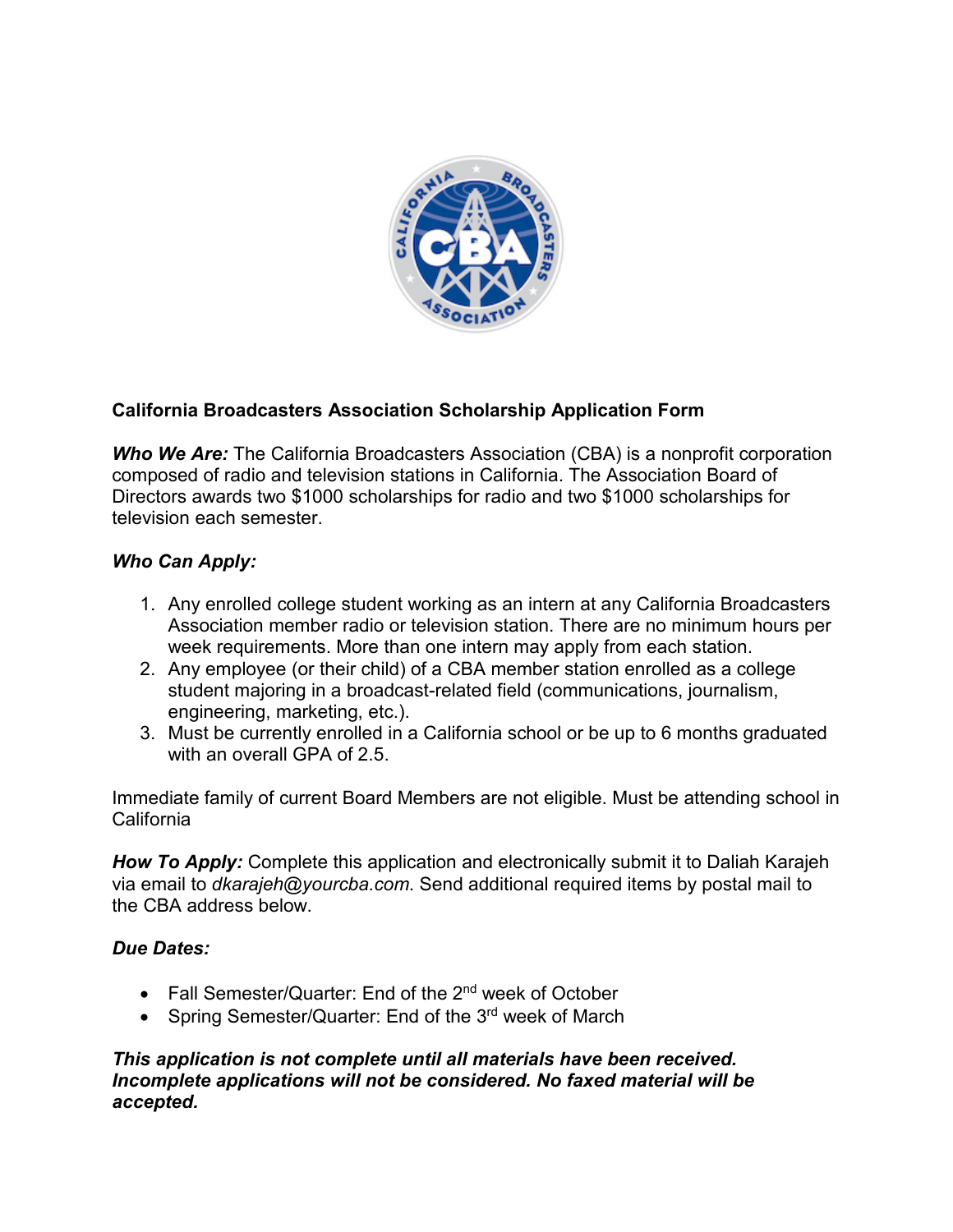**California Broadcasters Association Scholarship Application Form**

***Who We Are:*** The California Broadcasters Association (CBA) is a nonprofit corporation composed of radio and television stations in California. The Association Board of Directors awards two $1000 scholarships for radio and two $1000 scholarships for television each semester.

***Who Can Apply:***

1. Any enrolled college student working as an intern at any California Broadcasters Association member radio or television station. There are no minimum hours per week requirements. More than one intern may apply from each station.
2. Any employee (or their child) of a CBA member station enrolled as a college student majoring in a broadcast-related field (communications, journalism, engineering, marketing, etc.).
3. Must be currently enrolled in a California school or be up to 6 months graduated with an overall GPA of 2.5.

Immediate family of current Board Members are not eligible. Must be attending school in California

***How To Apply:*** Complete this application and electronically submit it to Daliah Karajeh via email to *dkarajeh@yourcba.com*. Send additional required items by postal mail to the CBA address below.

***Due Dates:***

- Fall Semester/Quarter: End of the 2nd week of October
- Spring Semester/Quarter: End of the 3rd week of March

***This application is not complete until all materials have been received. Incomplete applications will not be considered. No faxed material will be accepted.***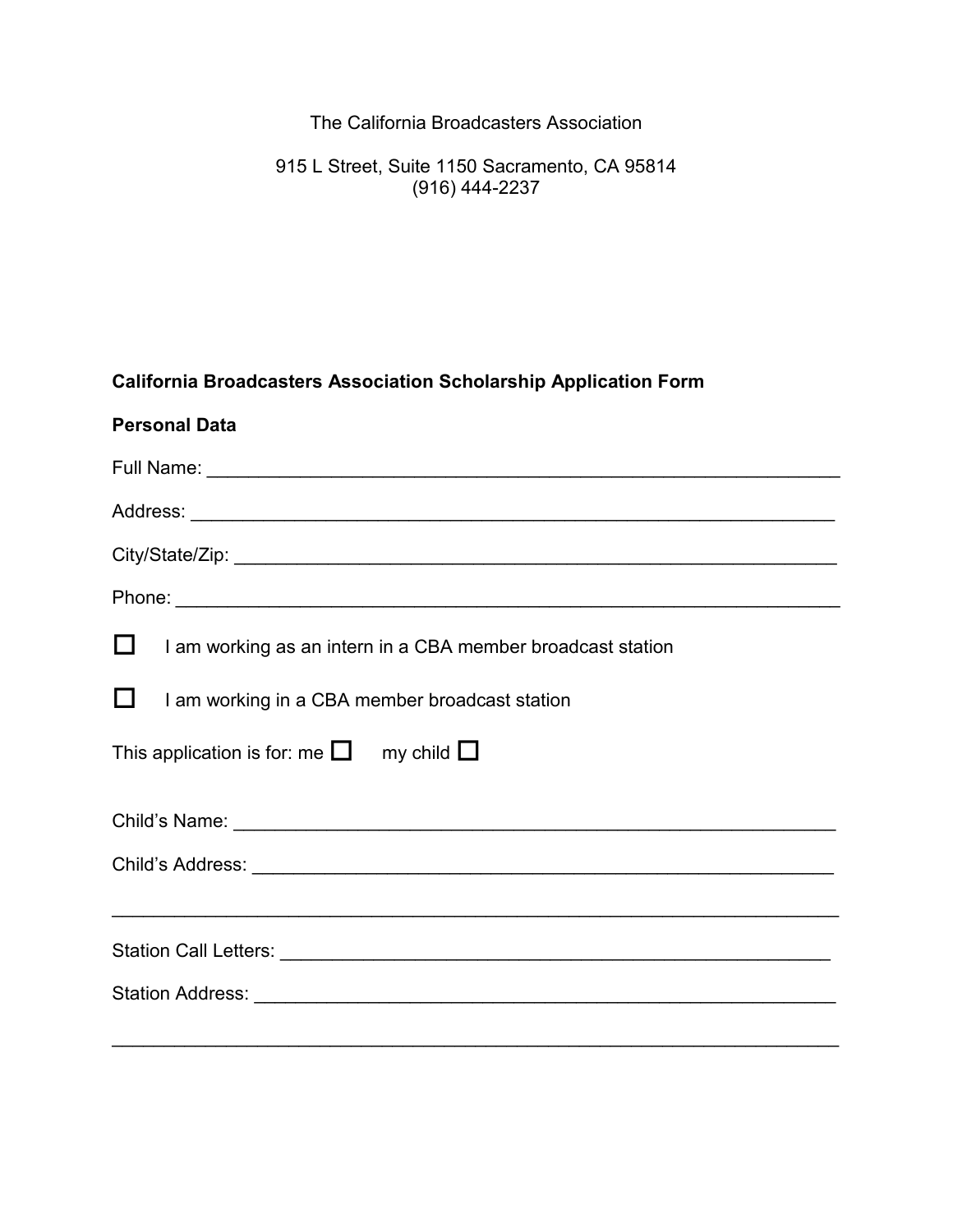The California Broadcasters Association

915 L Street, Suite 1150 Sacramento, CA 95814
(916) 444-2237

**California Broadcasters Association Scholarship Application Form**

**Personal Data**

Full Name: ______________________________________________________________

Address: ______________________________________________________________

City/State/Zip: ___________________________________________________________

Phone: ________________________________________________________________

☐ I am working as an intern in a CBA member broadcast station

☐ I am working in a CBA member broadcast station

This application is for: me ☐ my child ☐

Child's Name: ___________________________________________________________

Child's Address: _________________________________________________________

_______________________________________________________________________

Station Call Letters: ______________________________________________________

Station Address: _________________________________________________________

_______________________________________________________________________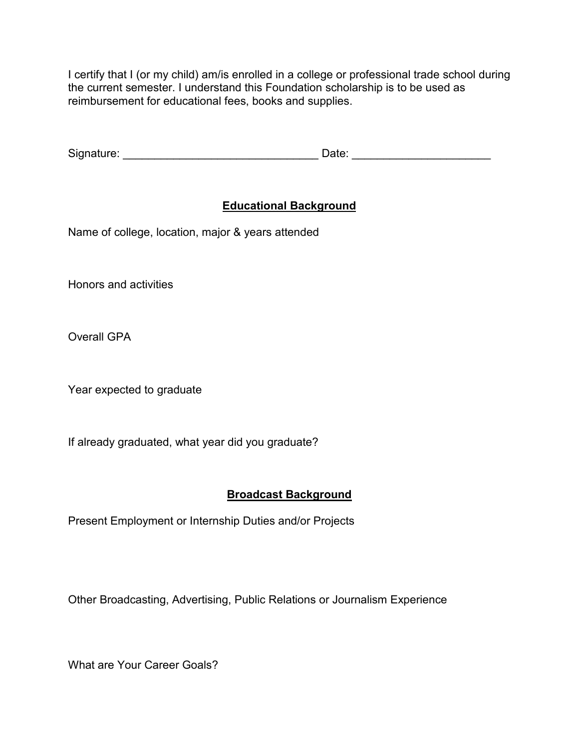I certify that I (or my child) am/is enrolled in a college or professional trade school during the current semester. I understand this Foundation scholarship is to be used as reimbursement for educational fees, books and supplies.

Signature: _______________________________ Date: ______________________

## Educational Background

Name of college, location, major & years attended

Honors and activities

Overall GPA

Year expected to graduate

If already graduated, what year did you graduate?

## Broadcast Background

Present Employment or Internship Duties and/or Projects

Other Broadcasting, Advertising, Public Relations or Journalism Experience

What are Your Career Goals?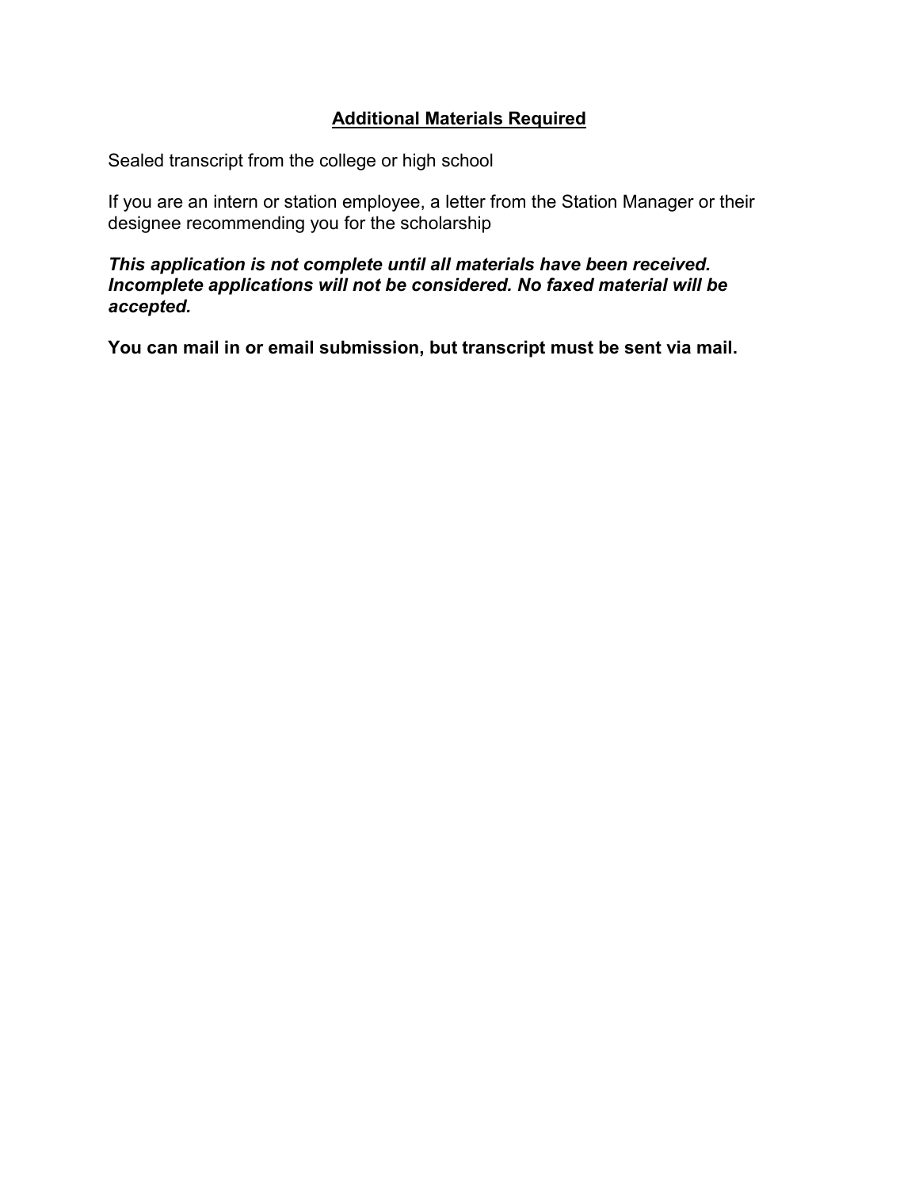## Additional Materials Required

Sealed transcript from the college or high school

If you are an intern or station employee, a letter from the Station Manager or their designee recommending you for the scholarship

***This application is not complete until all materials have been received. Incomplete applications will not be considered. No faxed material will be accepted.***

**You can mail in or email submission, but transcript must be sent via mail.**